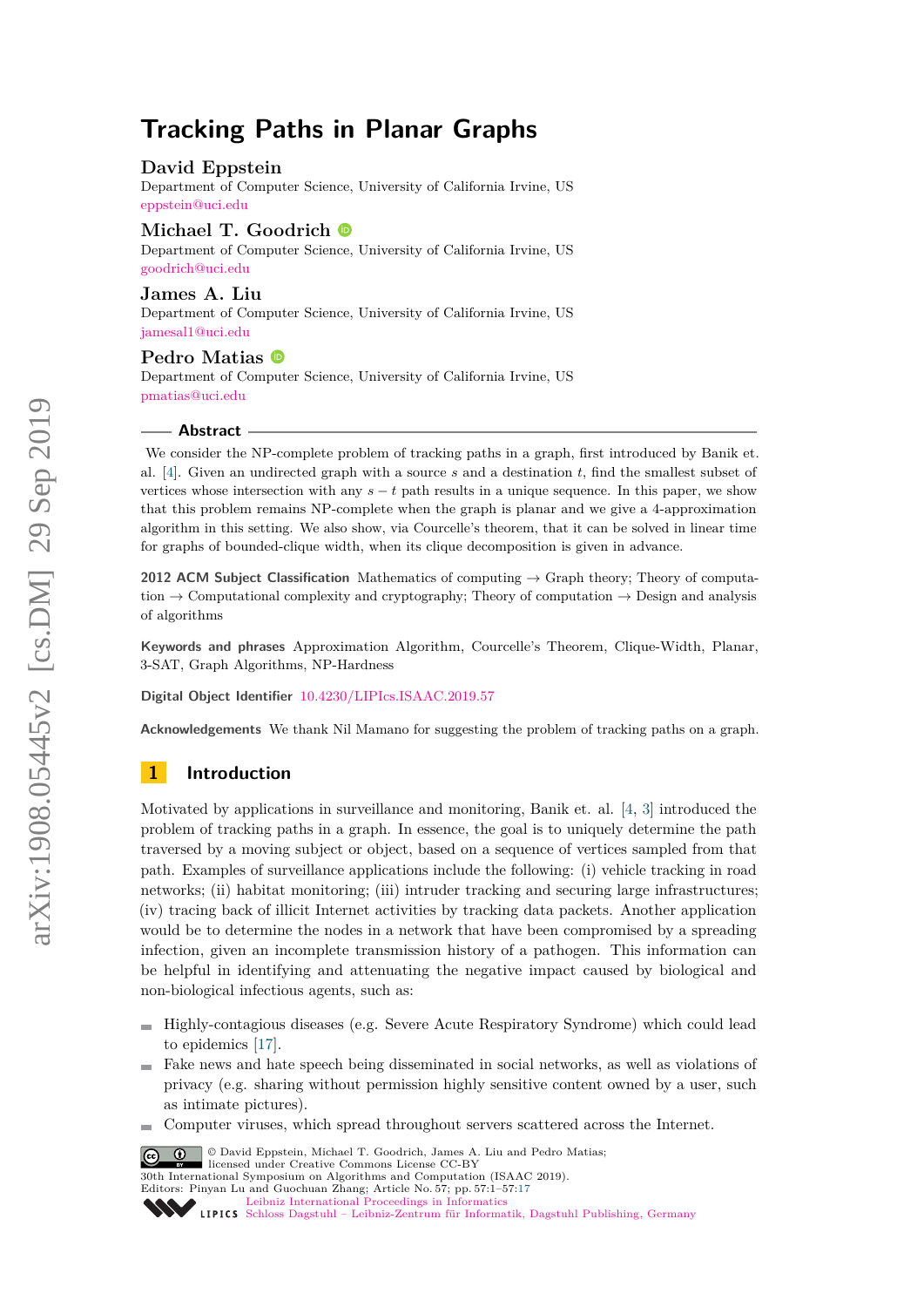# Tracking Paths in Planar Graphs

**David Eppstein**
Department of Computer Science, University of California Irvine, US
eppstein@uci.edu

**Michael T. Goodrich**
Department of Computer Science, University of California Irvine, US
goodrich@uci.edu

**James A. Liu**
Department of Computer Science, University of California Irvine, US
jamesal1@uci.edu

**Pedro Matias**
Department of Computer Science, University of California Irvine, US
pmatias@uci.edu

## Abstract

We consider the NP-complete problem of tracking paths in a graph, first introduced by Banik et. al. [4]. Given an undirected graph with a source $s$ and a destination $t$, find the smallest subset of vertices whose intersection with any $s-t$ path results in a unique sequence. In this paper, we show that this problem remains NP-complete when the graph is planar and we give a 4-approximation algorithm in this setting. We also show, via Courcelle's theorem, that it can be solved in linear time for graphs of bounded-clique width, when its clique decomposition is given in advance.

**2012 ACM Subject Classification** Mathematics of computing → Graph theory; Theory of computation → Computational complexity and cryptography; Theory of computation → Design and analysis of algorithms

**Keywords and phrases** Approximation Algorithm, Courcelle's Theorem, Clique-Width, Planar, 3-SAT, Graph Algorithms, NP-Hardness

**Digital Object Identifier** 10.4230/LIPIcs.ISAAC.2019.57

**Acknowledgements** We thank Nil Mamano for suggesting the problem of tracking paths on a graph.

## 1 Introduction

Motivated by applications in surveillance and monitoring, Banik et. al. [4, 3] introduced the problem of tracking paths in a graph. In essence, the goal is to uniquely determine the path traversed by a moving subject or object, based on a sequence of vertices sampled from that path. Examples of surveillance applications include the following: (i) vehicle tracking in road networks; (ii) habitat monitoring; (iii) intruder tracking and securing large infrastructures; (iv) tracing back of illicit Internet activities by tracking data packets. Another application would be to determine the nodes in a network that have been compromised by a spreading infection, given an incomplete transmission history of a pathogen. This information can be helpful in identifying and attenuating the negative impact caused by biological and non-biological infectious agents, such as:

- Highly-contagious diseases (e.g. Severe Acute Respiratory Syndrome) which could lead to epidemics [17].
- Fake news and hate speech being disseminated in social networks, as well as violations of privacy (e.g. sharing without permission highly sensitive content owned by a user, such as intimate pictures).
- Computer viruses, which spread throughout servers scattered across the Internet.

© David Eppstein, Michael T. Goodrich, James A. Liu and Pedro Matias;
licensed under Creative Commons License CC-BY
30th International Symposium on Algorithms and Computation (ISAAC 2019).
Editors: Pinyan Lu and Guochuan Zhang; Article No. 57; pp. 57:1–57:17
Leibniz International Proceedings in Informatics
Schloss Dagstuhl – Leibniz-Zentrum für Informatik, Dagstuhl Publishing, Germany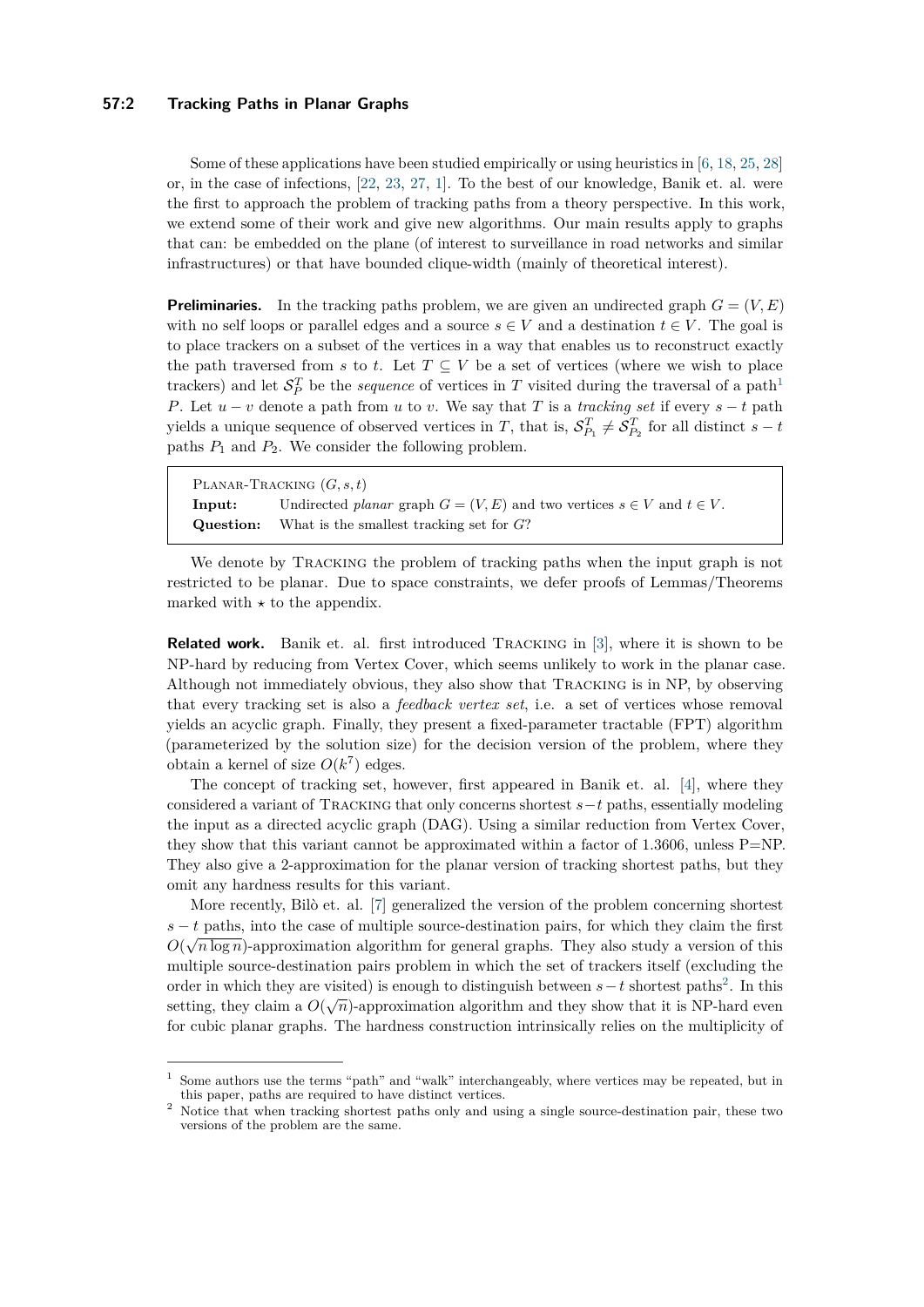Some of these applications have been studied empirically or using heuristics in [6, 18, 25, 28] or, in the case of infections, [22, 23, 27, 1]. To the best of our knowledge, Banik et. al. were the first to approach the problem of tracking paths from a theory perspective. In this work, we extend some of their work and give new algorithms. Our main results apply to graphs that can: be embedded on the plane (of interest to surveillance in road networks and similar infrastructures) or that have bounded clique-width (mainly of theoretical interest).

**Preliminaries.** In the tracking paths problem, we are given an undirected graph $G = (V, E)$ with no self loops or parallel edges and a source $s \in V$ and a destination $t \in V$. The goal is to place trackers on a subset of the vertices in a way that enables us to reconstruct exactly the path traversed from $s$ to $t$. Let $T \subseteq V$ be a set of vertices (where we wish to place trackers) and let $\mathcal{S}_P^T$ be the *sequence* of vertices in $T$ visited during the traversal of a path[1] $P$. Let $u - v$ denote a path from $u$ to $v$. We say that $T$ is a *tracking set* if every $s - t$ path yields a unique sequence of observed vertices in $T$, that is, $\mathcal{S}_{P_1}^T \neq \mathcal{S}_{P_2}^T$ for all distinct $s - t$ paths $P_1$ and $P_2$. We consider the following problem.

> PLANAR-TRACKING $(G, s, t)$
> **Input:** Undirected *planar* graph $G = (V, E)$ and two vertices $s \in V$ and $t \in V$.
> **Question:** What is the smallest tracking set for $G$?

We denote by TRACKING the problem of tracking paths when the input graph is not restricted to be planar. Due to space constraints, we defer proofs of Lemmas/Theorems marked with $\star$ to the appendix.

**Related work.** Banik et. al. first introduced TRACKING in [3], where it is shown to be NP-hard by reducing from Vertex Cover, which seems unlikely to work in the planar case. Although not immediately obvious, they also show that TRACKING is in NP, by observing that every tracking set is also a *feedback vertex set*, i.e. a set of vertices whose removal yields an acyclic graph. Finally, they present a fixed-parameter tractable (FPT) algorithm (parameterized by the solution size) for the decision version of the problem, where they obtain a kernel of size $O(k^7)$ edges.

The concept of tracking set, however, first appeared in Banik et. al. [4], where they considered a variant of TRACKING that only concerns shortest $s - t$ paths, essentially modeling the input as a directed acyclic graph (DAG). Using a similar reduction from Vertex Cover, they show that this variant cannot be approximated within a factor of 1.3606, unless P=NP. They also give a 2-approximation for the planar version of tracking shortest paths, but they omit any hardness results for this variant.

More recently, Bilò et. al. [7] generalized the version of the problem concerning shortest $s - t$ paths, into the case of multiple source-destination pairs, for which they claim the first $O(\sqrt{n \log n})$-approximation algorithm for general graphs. They also study a version of this multiple source-destination pairs problem in which the set of trackers itself (excluding the order in which they are visited) is enough to distinguish between $s - t$ shortest paths[2]. In this setting, they claim a $O(\sqrt{n})$-approximation algorithm and they show that it is NP-hard even for cubic planar graphs. The hardness construction intrinsically relies on the multiplicity of

---

[1] Some authors use the terms "path" and "walk" interchangeably, where vertices may be repeated, but in this paper, paths are required to have distinct vertices.

[2] Notice that when tracking shortest paths only and using a single source-destination pair, these two versions of the problem are the same.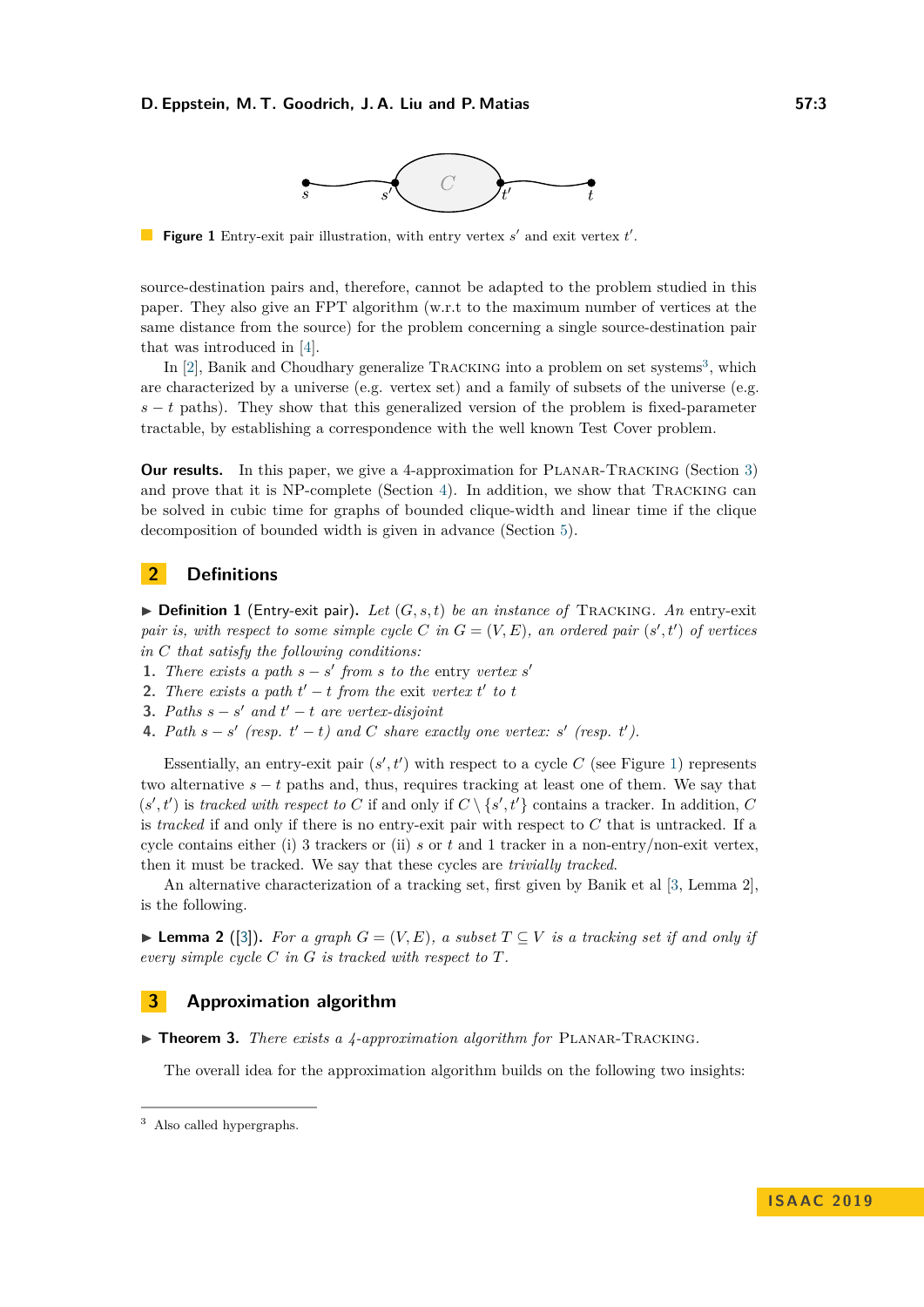**Figure 1** Entry-exit pair illustration, with entry vertex $s'$ and exit vertex $t'$.

source-destination pairs and, therefore, cannot be adapted to the problem studied in this paper. They also give an FPT algorithm (w.r.t to the maximum number of vertices at the same distance from the source) for the problem concerning a single source-destination pair that was introduced in [4].

In [2], Banik and Choudhary generalize Tracking into a problem on set systems[3], which are characterized by a universe (e.g. vertex set) and a family of subsets of the universe (e.g. $s-t$ paths). They show that this generalized version of the problem is fixed-parameter tractable, by establishing a correspondence with the well known Test Cover problem.

**Our results.** In this paper, we give a 4-approximation for Planar-Tracking (Section 3) and prove that it is NP-complete (Section 4). In addition, we show that Tracking can be solved in cubic time for graphs of bounded clique-width and linear time if the clique decomposition of bounded width is given in advance (Section 5).

## 2 Definitions

▶ **Definition 1** (Entry-exit pair). *Let $(G, s, t)$ be an instance of* Tracking*. An* entry-exit pair *is, with respect to some simple cycle $C$ in $G = (V, E)$, an ordered pair $(s', t')$ of vertices in $C$ that satisfy the following conditions:*

1. *There exists a path $s - s'$ from $s$ to the* entry *vertex $s'$*
2. *There exists a path $t' - t$ from the* exit *vertex $t'$ to $t$*
3. *Paths $s - s'$ and $t' - t$ are vertex-disjoint*
4. *Path $s - s'$ (resp. $t' - t$) and $C$ share exactly one vertex: $s'$ (resp. $t'$).*

Essentially, an entry-exit pair $(s', t')$ with respect to a cycle $C$ (see Figure 1) represents two alternative $s - t$ paths and, thus, requires tracking at least one of them. We say that $(s', t')$ is *tracked with respect to* $C$ if and only if $C \setminus \{s', t'\}$ contains a tracker. In addition, $C$ is *tracked* if and only if there is no entry-exit pair with respect to $C$ that is untracked. If a cycle contains either (i) 3 trackers or (ii) $s$ or $t$ and 1 tracker in a non-entry/non-exit vertex, then it must be tracked. We say that these cycles are *trivially tracked*.

An alternative characterization of a tracking set, first given by Banik et al [3, Lemma 2], is the following.

▶ **Lemma 2** ([3]). *For a graph $G = (V, E)$, a subset $T \subseteq V$ is a tracking set if and only if every simple cycle $C$ in $G$ is tracked with respect to $T$.*

## 3 Approximation algorithm

▶ **Theorem 3.** *There exists a 4-approximation algorithm for* Planar-Tracking*.*

The overall idea for the approximation algorithm builds on the following two insights:

[3] Also called hypergraphs.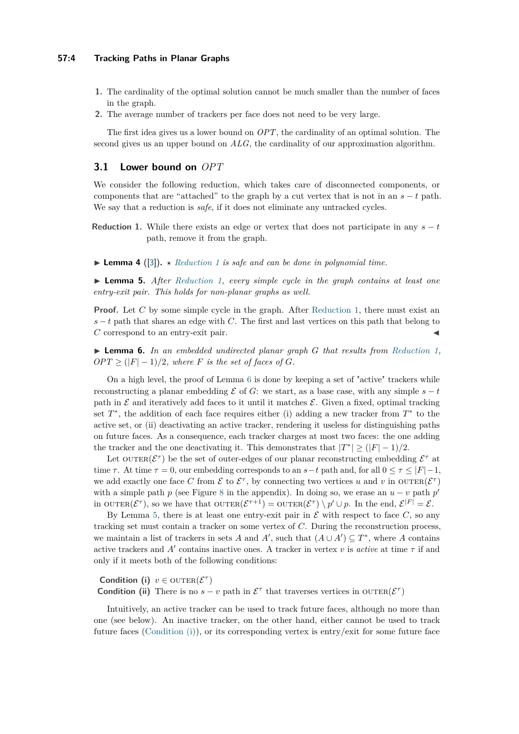1. The cardinality of the optimal solution cannot be much smaller than the number of faces in the graph.
2. The average number of trackers per face does not need to be very large.

The first idea gives us a lower bound on $OPT$, the cardinality of an optimal solution. The second gives us an upper bound on $ALG$, the cardinality of our approximation algorithm.

## 3.1 Lower bound on $OPT$

We consider the following reduction, which takes care of disconnected components, or components that are "attached" to the graph by a cut vertex that is not in an $s-t$ path. We say that a reduction is *safe*, if it does not eliminate any untracked cycles.

**Reduction 1.** While there exists an edge or vertex that does not participate in any $s-t$ path, remove it from the graph.

▶ **Lemma 4** ([3]). ⋆ *Reduction 1 is safe and can be done in polynomial time.*

▶ **Lemma 5.** *After Reduction 1, every simple cycle in the graph contains at least one entry-exit pair. This holds for non-planar graphs as well.*

**Proof.** Let $C$ by some simple cycle in the graph. After Reduction 1, there must exist an $s-t$ path that shares an edge with $C$. The first and last vertices on this path that belong to $C$ correspond to an entry-exit pair. ◀

▶ **Lemma 6.** *In an embedded undirected planar graph $G$ that results from Reduction 1, $OPT \geq (|F|-1)/2$, where $F$ is the set of faces of $G$.*

On a high level, the proof of Lemma 6 is done by keeping a set of "active" trackers while reconstructing a planar embedding $\mathcal{E}$ of $G$: we start, as a base case, with any simple $s-t$ path in $\mathcal{E}$ and iteratively add faces to it until it matches $\mathcal{E}$. Given a fixed, optimal tracking set $T^*$, the addition of each face requires either (i) adding a new tracker from $T^*$ to the active set, or (ii) deactivating an active tracker, rendering it useless for distinguishing paths on future faces. As a consequence, each tracker charges at most two faces: the one adding the tracker and the one deactivating it. This demonstrates that $|T^*| \geq (|F|-1)/2$.

Let $\textsc{outer}(\mathcal{E}^\tau)$ be the set of outer-edges of our planar reconstructing embedding $\mathcal{E}^\tau$ at time $\tau$. At time $\tau = 0$, our embedding corresponds to an $s-t$ path and, for all $0 \leq \tau \leq |F|-1$, we add exactly one face $C$ from $\mathcal{E}$ to $\mathcal{E}^\tau$, by connecting two vertices $u$ and $v$ in $\textsc{outer}(\mathcal{E}^\tau)$ with a simple path $p$ (see Figure 8 in the appendix). In doing so, we erase an $u-v$ path $p'$ in $\textsc{outer}(\mathcal{E}^\tau)$, so we have that $\textsc{outer}(\mathcal{E}^{\tau+1}) = \textsc{outer}(\mathcal{E}^\tau) \setminus p' \cup p$. In the end, $\mathcal{E}^{|F|} = \mathcal{E}$.

By Lemma 5, there is at least one entry-exit pair in $\mathcal{E}$ with respect to face $C$, so any tracking set must contain a tracker on some vertex of $C$. During the reconstruction process, we maintain a list of trackers in sets $A$ and $A'$, such that $(A \cup A') \subseteq T^*$, where $A$ contains active trackers and $A'$ contains inactive ones. A tracker in vertex $v$ is *active* at time $\tau$ if and only if it meets both of the following conditions:

**Condition (i)** $v \in \textsc{outer}(\mathcal{E}^\tau)$

**Condition (ii)** There is no $s-v$ path in $\mathcal{E}^\tau$ that traverses vertices in $\textsc{outer}(\mathcal{E}^\tau)$

Intuitively, an active tracker can be used to track future faces, although no more than one (see below). An inactive tracker, on the other hand, either cannot be used to track future faces (Condition (i)), or its corresponding vertex is entry/exit for some future face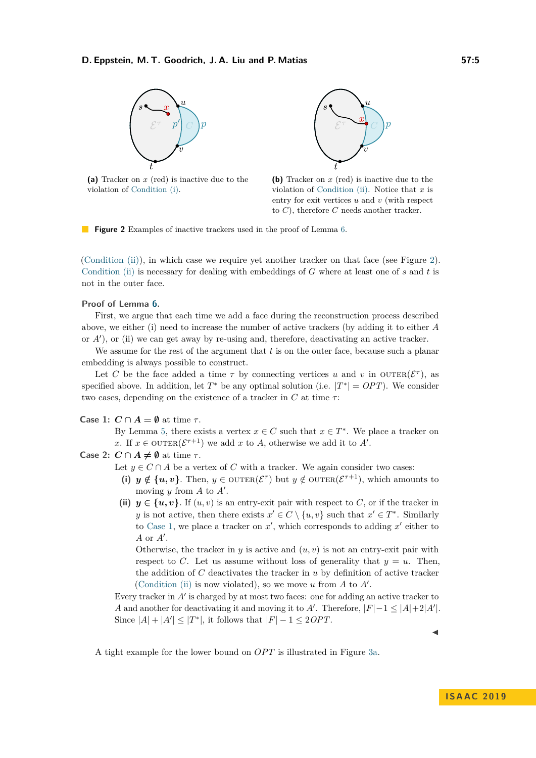**(a)** Tracker on $x$ (red) is inactive due to the violation of Condition (i).

**(b)** Tracker on $x$ (red) is inactive due to the violation of Condition (ii). Notice that $x$ is entry for exit vertices $u$ and $v$ (with respect to $C$), therefore $C$ needs another tracker.

**Figure 2** Examples of inactive trackers used in the proof of Lemma 6.

(Condition (ii)), in which case we require yet another tracker on that face (see Figure 2). Condition (ii) is necessary for dealing with embeddings of $G$ where at least one of $s$ and $t$ is not in the outer face.

**Proof of Lemma 6.**

First, we argue that each time we add a face during the reconstruction process described above, we either (i) need to increase the number of active trackers (by adding it to either $A$ or $A'$), or (ii) we can get away by re-using and, therefore, deactivating an active tracker.

We assume for the rest of the argument that $t$ is on the outer face, because such a planar embedding is always possible to construct.

Let $C$ be the face added a time $\tau$ by connecting vertices $u$ and $v$ in $\text{OUTER}(\mathcal{E}^\tau)$, as specified above. In addition, let $T^*$ be any optimal solution (i.e. $|T^*| = OPT$). We consider two cases, depending on the existence of a tracker in $C$ at time $\tau$:

**Case 1: $C \cap A = \emptyset$** at time $\tau$.
By Lemma 5, there exists a vertex $x \in C$ such that $x \in T^*$. We place a tracker on $x$. If $x \in \text{OUTER}(\mathcal{E}^{\tau+1})$ we add $x$ to $A$, otherwise we add it to $A'$.

**Case 2: $C \cap A \neq \emptyset$** at time $\tau$.
Let $y \in C \cap A$ be a vertex of $C$ with a tracker. We again consider two cases:

- **(i) $y \notin \{u, v\}$.** Then, $y \in \text{OUTER}(\mathcal{E}^\tau)$ but $y \notin \text{OUTER}(\mathcal{E}^{\tau+1})$, which amounts to moving $y$ from $A$ to $A'$.
- **(ii) $y \in \{u, v\}$.** If $(u, v)$ is an entry-exit pair with respect to $C$, or if the tracker in $y$ is not active, then there exists $x' \in C \setminus \{u, v\}$ such that $x' \in T^*$. Similarly to Case 1, we place a tracker on $x'$, which corresponds to adding $x'$ either to $A$ or $A'$.

  Otherwise, the tracker in $y$ is active and $(u, v)$ is not an entry-exit pair with respect to $C$. Let us assume without loss of generality that $y = u$. Then, the addition of $C$ deactivates the tracker in $u$ by definition of active tracker (Condition (ii) is now violated), so we move $u$ from $A$ to $A'$.

Every tracker in $A'$ is charged by at most two faces: one for adding an active tracker to $A$ and another for deactivating it and moving it to $A'$. Therefore, $|F| - 1 \leq |A| + 2|A'|$. Since $|A| + |A'| \leq |T^*|$, it follows that $|F| - 1 \leq 2OPT$. ◀

A tight example for the lower bound on $OPT$ is illustrated in Figure 3a.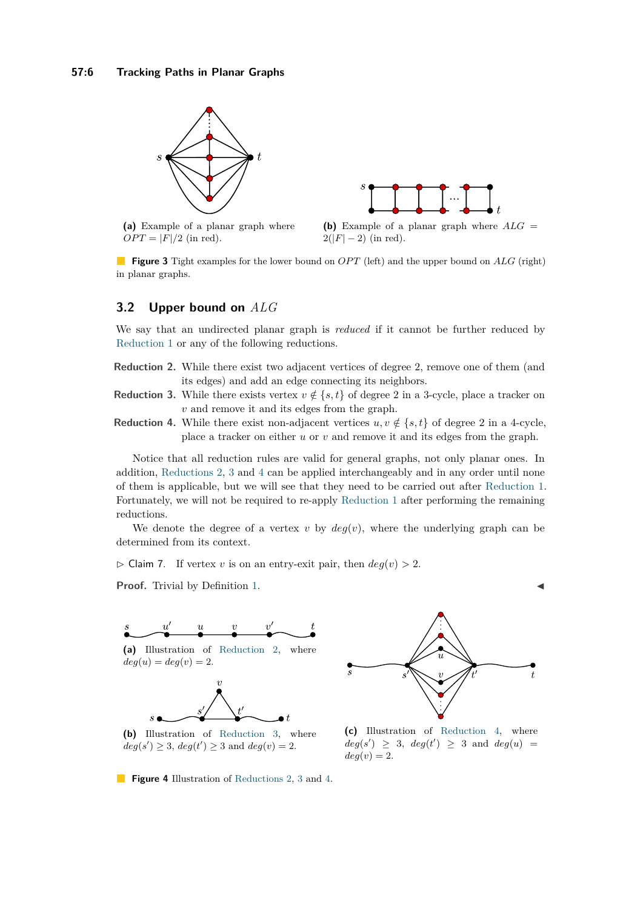(a) Example of a planar graph where $OPT = |F|/2$ (in red).

(b) Example of a planar graph where $ALG = 2(|F| - 2)$ (in red).

**Figure 3** Tight examples for the lower bound on $OPT$ (left) and the upper bound on $ALG$ (right) in planar graphs.

## 3.2 Upper bound on $ALG$

We say that an undirected planar graph is *reduced* if it cannot be further reduced by Reduction 1 or any of the following reductions.

**Reduction 2.** While there exist two adjacent vertices of degree 2, remove one of them (and its edges) and add an edge connecting its neighbors.

**Reduction 3.** While there exists vertex $v \notin \{s, t\}$ of degree 2 in a 3-cycle, place a tracker on $v$ and remove it and its edges from the graph.

**Reduction 4.** While there exist non-adjacent vertices $u, v \notin \{s, t\}$ of degree 2 in a 4-cycle, place a tracker on either $u$ or $v$ and remove it and its edges from the graph.

Notice that all reduction rules are valid for general graphs, not only planar ones. In addition, Reductions 2, 3 and 4 can be applied interchangeably and in any order until none of them is applicable, but we will see that they need to be carried out after Reduction 1. Fortunately, we will not be required to re-apply Reduction 1 after performing the remaining reductions.

We denote the degree of a vertex $v$ by $deg(v)$, where the underlying graph can be determined from its context.

▷ Claim 7. If vertex $v$ is on an entry-exit pair, then $deg(v) > 2$.

**Proof.** Trivial by Definition 1. ◀

(a) Illustration of Reduction 2, where $deg(u) = deg(v) = 2$.

(b) Illustration of Reduction 3, where $deg(s') \geq 3$, $deg(t') \geq 3$ and $deg(v) = 2$.

(c) Illustration of Reduction 4, where $deg(s') \geq 3$, $deg(t') \geq 3$ and $deg(u) = deg(v) = 2$.

**Figure 4** Illustration of Reductions 2, 3 and 4.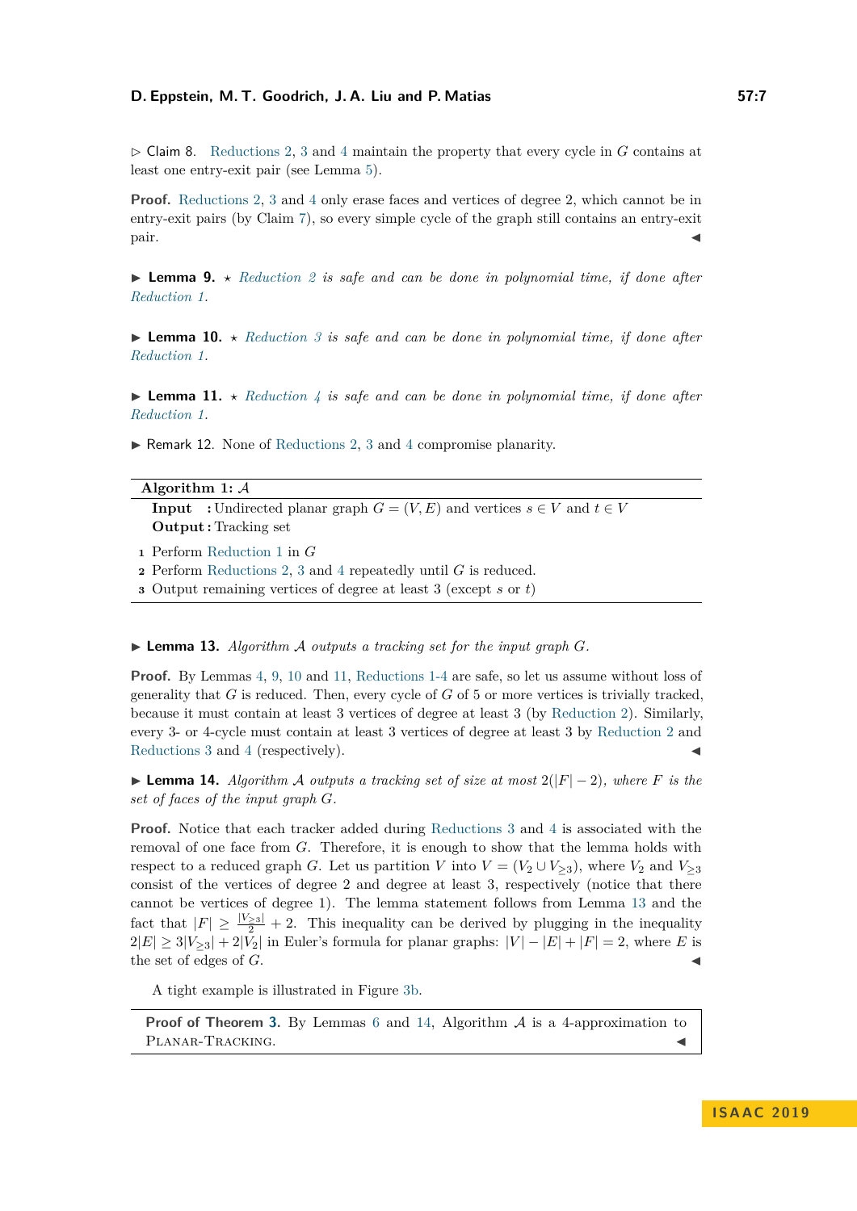▷ Claim 8. Reductions 2, 3 and 4 maintain the property that every cycle in $G$ contains at least one entry-exit pair (see Lemma 5).

**Proof.** Reductions 2, 3 and 4 only erase faces and vertices of degree 2, which cannot be in entry-exit pairs (by Claim 7), so every simple cycle of the graph still contains an entry-exit pair. ◀

▶ **Lemma 9.** ⋆ *Reduction 2 is safe and can be done in polynomial time, if done after Reduction 1.*

▶ **Lemma 10.** ⋆ *Reduction 3 is safe and can be done in polynomial time, if done after Reduction 1.*

▶ **Lemma 11.** ⋆ *Reduction 4 is safe and can be done in polynomial time, if done after Reduction 1.*

▶ Remark 12. None of Reductions 2, 3 and 4 compromise planarity.

---

**Algorithm 1:** $\mathcal{A}$

**Input** : Undirected planar graph $G = (V, E)$ and vertices $s \in V$ and $t \in V$
**Output** : Tracking set

1. Perform Reduction 1 in $G$
2. Perform Reductions 2, 3 and 4 repeatedly until $G$ is reduced.
3. Output remaining vertices of degree at least 3 (except $s$ or $t$)

---

▶ **Lemma 13.** *Algorithm $\mathcal{A}$ outputs a tracking set for the input graph $G$.*

**Proof.** By Lemmas 4, 9, 10 and 11, Reductions 1-4 are safe, so let us assume without loss of generality that $G$ is reduced. Then, every cycle of $G$ of 5 or more vertices is trivially tracked, because it must contain at least 3 vertices of degree at least 3 (by Reduction 2). Similarly, every 3- or 4-cycle must contain at least 3 vertices of degree at least 3 by Reduction 2 and Reductions 3 and 4 (respectively). ◀

▶ **Lemma 14.** *Algorithm $\mathcal{A}$ outputs a tracking set of size at most $2(|F| - 2)$, where $F$ is the set of faces of the input graph $G$.*

**Proof.** Notice that each tracker added during Reductions 3 and 4 is associated with the removal of one face from $G$. Therefore, it is enough to show that the lemma holds with respect to a reduced graph $G$. Let us partition $V$ into $V = (V_2 \cup V_{\geq 3})$, where $V_2$ and $V_{\geq 3}$ consist of the vertices of degree 2 and degree at least 3, respectively (notice that there cannot be vertices of degree 1). The lemma statement follows from Lemma 13 and the fact that $|F| \geq \frac{|V_{\geq 3}|}{2} + 2$. This inequality can be derived by plugging in the inequality $2|E| \geq 3|V_{\geq 3}| + 2|V_2|$ in Euler's formula for planar graphs: $|V| - |E| + |F| = 2$, where $E$ is the set of edges of $G$. ◀

A tight example is illustrated in Figure 3b.

**Proof of Theorem 3.** By Lemmas 6 and 14, Algorithm $\mathcal{A}$ is a 4-approximation to Planar-Tracking. ◀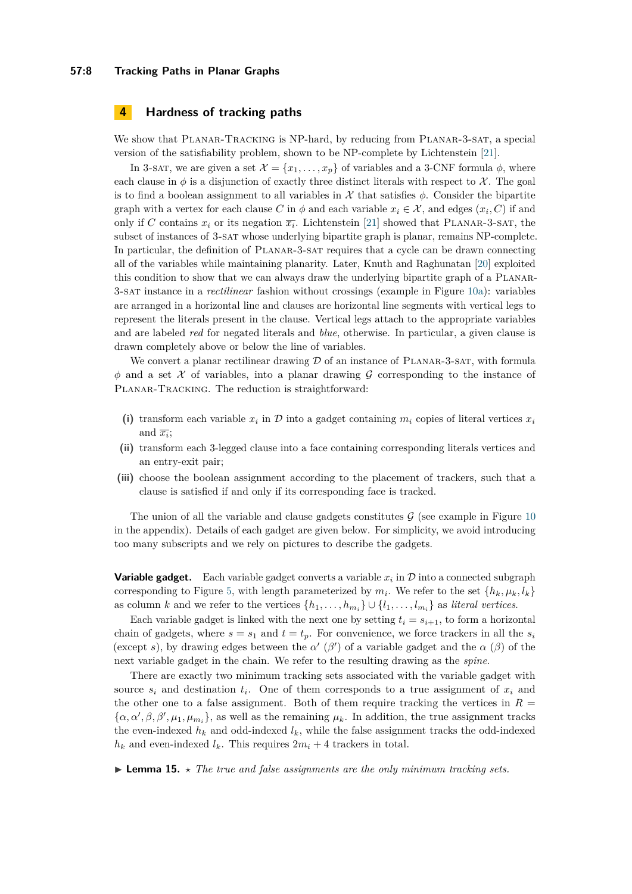## 4 Hardness of tracking paths

We show that Planar-Tracking is NP-hard, by reducing from Planar-3-sat, a special version of the satisfiability problem, shown to be NP-complete by Lichtenstein [21].

In 3-sat, we are given a set $\mathcal{X} = \{x_1, \ldots, x_p\}$ of variables and a 3-CNF formula $\phi$, where each clause in $\phi$ is a disjunction of exactly three distinct literals with respect to $\mathcal{X}$. The goal is to find a boolean assignment to all variables in $\mathcal{X}$ that satisfies $\phi$. Consider the bipartite graph with a vertex for each clause $C$ in $\phi$ and each variable $x_i \in \mathcal{X}$, and edges $(x_i, C)$ if and only if $C$ contains $x_i$ or its negation $\overline{x_i}$. Lichtenstein [21] showed that Planar-3-sat, the subset of instances of 3-sat whose underlying bipartite graph is planar, remains NP-complete. In particular, the definition of Planar-3-sat requires that a cycle can be drawn connecting all of the variables while maintaining planarity. Later, Knuth and Raghunatan [20] exploited this condition to show that we can always draw the underlying bipartite graph of a Planar-3-sat instance in a *rectilinear* fashion without crossings (example in Figure 10a): variables are arranged in a horizontal line and clauses are horizontal line segments with vertical legs to represent the literals present in the clause. Vertical legs attach to the appropriate variables and are labeled *red* for negated literals and *blue*, otherwise. In particular, a given clause is drawn completely above or below the line of variables.

We convert a planar rectilinear drawing $\mathcal{D}$ of an instance of Planar-3-sat, with formula $\phi$ and a set $\mathcal{X}$ of variables, into a planar drawing $\mathcal{G}$ corresponding to the instance of Planar-Tracking. The reduction is straightforward:

**(i)** transform each variable $x_i$ in $\mathcal{D}$ into a gadget containing $m_i$ copies of literal vertices $x_i$ and $\overline{x_i}$;

**(ii)** transform each 3-legged clause into a face containing corresponding literals vertices and an entry-exit pair;

**(iii)** choose the boolean assignment according to the placement of trackers, such that a clause is satisfied if and only if its corresponding face is tracked.

The union of all the variable and clause gadgets constitutes $\mathcal{G}$ (see example in Figure 10 in the appendix). Details of each gadget are given below. For simplicity, we avoid introducing too many subscripts and we rely on pictures to describe the gadgets.

**Variable gadget.** Each variable gadget converts a variable $x_i$ in $\mathcal{D}$ into a connected subgraph corresponding to Figure 5, with length parameterized by $m_i$. We refer to the set $\{h_k, \mu_k, l_k\}$ as column $k$ and we refer to the vertices $\{h_1, \ldots, h_{m_i}\} \cup \{l_1, \ldots, l_{m_i}\}$ as *literal vertices*.

Each variable gadget is linked with the next one by setting $t_i = s_{i+1}$, to form a horizontal chain of gadgets, where $s = s_1$ and $t = t_p$. For convenience, we force trackers in all the $s_i$ (except $s$), by drawing edges between the $\alpha'$ ($\beta'$) of a variable gadget and the $\alpha$ ($\beta$) of the next variable gadget in the chain. We refer to the resulting drawing as the *spine*.

There are exactly two minimum tracking sets associated with the variable gadget with source $s_i$ and destination $t_i$. One of them corresponds to a true assignment of $x_i$ and the other one to a false assignment. Both of them require tracking the vertices in $R = \{\alpha, \alpha', \beta, \beta', \mu_1, \mu_{m_i}\}$, as well as the remaining $\mu_k$. In addition, the true assignment tracks the even-indexed $h_k$ and odd-indexed $l_k$, while the false assignment tracks the odd-indexed $h_k$ and even-indexed $l_k$. This requires $2m_i + 4$ trackers in total.

▶ **Lemma 15.** ⋆ *The true and false assignments are the only minimum tracking sets.*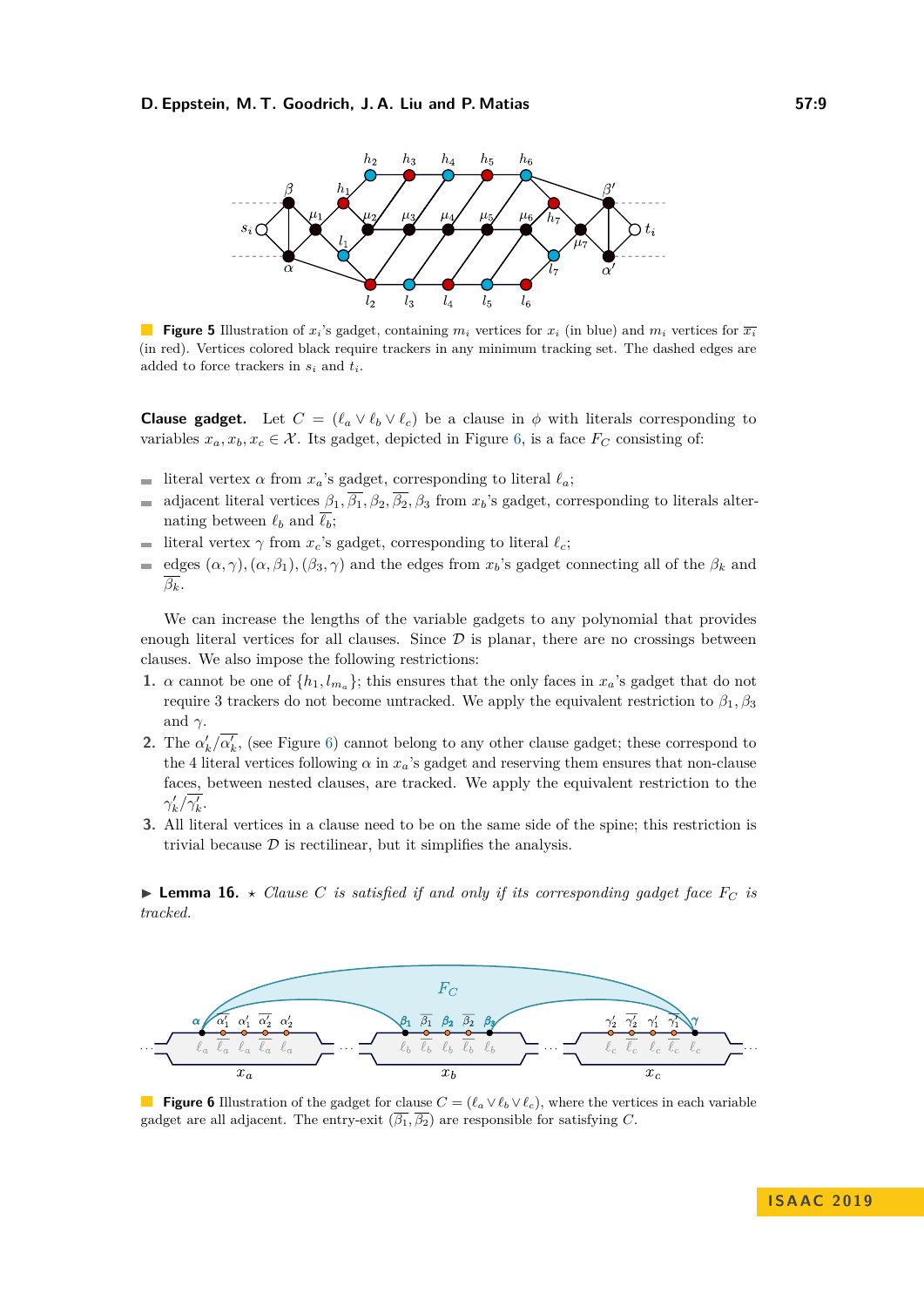**Figure 5** Illustration of $x_i$'s gadget, containing $m_i$ vertices for $x_i$ (in blue) and $m_i$ vertices for $\overline{x_i}$ (in red). Vertices colored black require trackers in any minimum tracking set. The dashed edges are added to force trackers in $s_i$ and $t_i$.

**Clause gadget.** Let $C = (\ell_a \vee \ell_b \vee \ell_c)$ be a clause in $\phi$ with literals corresponding to variables $x_a, x_b, x_c \in \mathcal{X}$. Its gadget, depicted in Figure 6, is a face $F_C$ consisting of:

- literal vertex $\alpha$ from $x_a$'s gadget, corresponding to literal $\ell_a$;
- adjacent literal vertices $\beta_1, \overline{\beta_1}, \beta_2, \overline{\beta_2}, \beta_3$ from $x_b$'s gadget, corresponding to literals alternating between $\ell_b$ and $\overline{\ell_b}$;
- literal vertex $\gamma$ from $x_c$'s gadget, corresponding to literal $\ell_c$;
- edges $(\alpha, \gamma), (\alpha, \beta_1), (\beta_3, \gamma)$ and the edges from $x_b$'s gadget connecting all of the $\beta_k$ and $\overline{\beta_k}$.

We can increase the lengths of the variable gadgets to any polynomial that provides enough literal vertices for all clauses. Since $\mathcal{D}$ is planar, there are no crossings between clauses. We also impose the following restrictions:

1. $\alpha$ cannot be one of $\{h_1, l_{m_a}\}$; this ensures that the only faces in $x_a$'s gadget that do not require 3 trackers do not become untracked. We apply the equivalent restriction to $\beta_1, \beta_3$ and $\gamma$.
2. The $\alpha'_k/\overline{\alpha'_k}$, (see Figure 6) cannot belong to any other clause gadget; these correspond to the 4 literal vertices following $\alpha$ in $x_a$'s gadget and reserving them ensures that non-clause faces, between nested clauses, are tracked. We apply the equivalent restriction to the $\gamma'_k/\overline{\gamma'_k}$.
3. All literal vertices in a clause need to be on the same side of the spine; this restriction is trivial because $\mathcal{D}$ is rectilinear, but it simplifies the analysis.

▶ **Lemma 16.** ⋆ *Clause $C$ is satisfied if and only if its corresponding gadget face $F_C$ is tracked.*

**Figure 6** Illustration of the gadget for clause $C = (\ell_a \vee \ell_b \vee \ell_c)$, where the vertices in each variable gadget are all adjacent. The entry-exit $(\overline{\beta_1}, \overline{\beta_2})$ are responsible for satisfying $C$.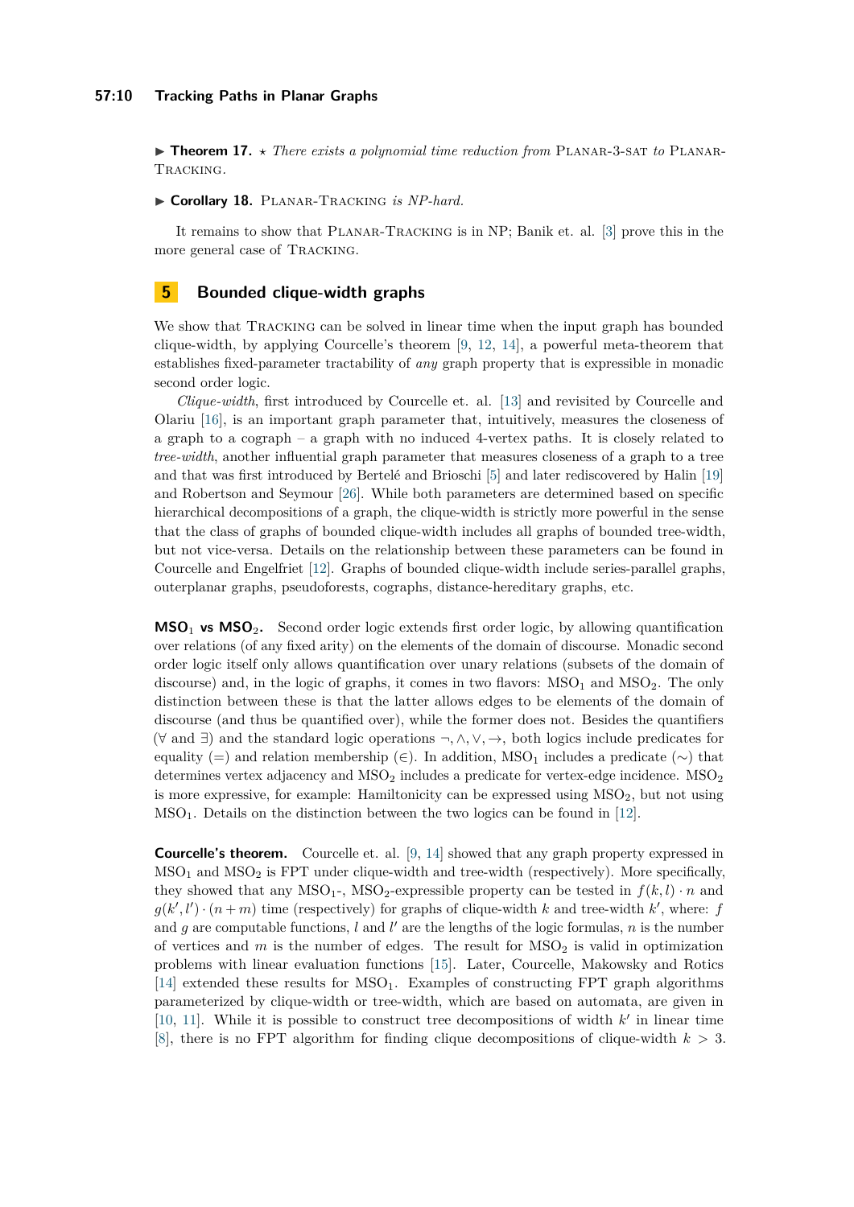▶ **Theorem 17.** ⋆ *There exists a polynomial time reduction from* Planar-3-sat *to* Planar-Tracking*.*

▶ **Corollary 18.** Planar-Tracking *is NP-hard.*

It remains to show that Planar-Tracking is in NP; Banik et. al. [3] prove this in the more general case of Tracking.

## 5 Bounded clique-width graphs

We show that Tracking can be solved in linear time when the input graph has bounded clique-width, by applying Courcelle's theorem [9, 12, 14], a powerful meta-theorem that establishes fixed-parameter tractability of *any* graph property that is expressible in monadic second order logic.

*Clique-width*, first introduced by Courcelle et. al. [13] and revisited by Courcelle and Olariu [16], is an important graph parameter that, intuitively, measures the closeness of a graph to a cograph – a graph with no induced 4-vertex paths. It is closely related to *tree-width*, another influential graph parameter that measures closeness of a graph to a tree and that was first introduced by Bertelé and Brioschi [5] and later rediscovered by Halin [19] and Robertson and Seymour [26]. While both parameters are determined based on specific hierarchical decompositions of a graph, the clique-width is strictly more powerful in the sense that the class of graphs of bounded clique-width includes all graphs of bounded tree-width, but not vice-versa. Details on the relationship between these parameters can be found in Courcelle and Engelfriet [12]. Graphs of bounded clique-width include series-parallel graphs, outerplanar graphs, pseudoforests, cographs, distance-hereditary graphs, etc.

**MSO$_1$ vs MSO$_2$.** Second order logic extends first order logic, by allowing quantification over relations (of any fixed arity) on the elements of the domain of discourse. Monadic second order logic itself only allows quantification over unary relations (subsets of the domain of discourse) and, in the logic of graphs, it comes in two flavors: MSO$_1$ and MSO$_2$. The only distinction between these is that the latter allows edges to be elements of the domain of discourse (and thus be quantified over), while the former does not. Besides the quantifiers ($\forall$ and $\exists$) and the standard logic operations $\neg, \wedge, \vee, \rightarrow$, both logics include predicates for equality ($=$) and relation membership ($\in$). In addition, MSO$_1$ includes a predicate ($\sim$) that determines vertex adjacency and MSO$_2$ includes a predicate for vertex-edge incidence. MSO$_2$ is more expressive, for example: Hamiltonicity can be expressed using MSO$_2$, but not using MSO$_1$. Details on the distinction between the two logics can be found in [12].

**Courcelle's theorem.** Courcelle et. al. [9, 14] showed that any graph property expressed in MSO$_1$ and MSO$_2$ is FPT under clique-width and tree-width (respectively). More specifically, they showed that any MSO$_1$-, MSO$_2$-expressible property can be tested in $f(k, l) \cdot n$ and $g(k', l') \cdot (n + m)$ time (respectively) for graphs of clique-width $k$ and tree-width $k'$, where: $f$ and $g$ are computable functions, $l$ and $l'$ are the lengths of the logic formulas, $n$ is the number of vertices and $m$ is the number of edges. The result for MSO$_2$ is valid in optimization problems with linear evaluation functions [15]. Later, Courcelle, Makowsky and Rotics [14] extended these results for MSO$_1$. Examples of constructing FPT graph algorithms parameterized by clique-width or tree-width, which are based on automata, are given in [10, 11]. While it is possible to construct tree decompositions of width $k'$ in linear time [8], there is no FPT algorithm for finding clique decompositions of clique-width $k > 3$.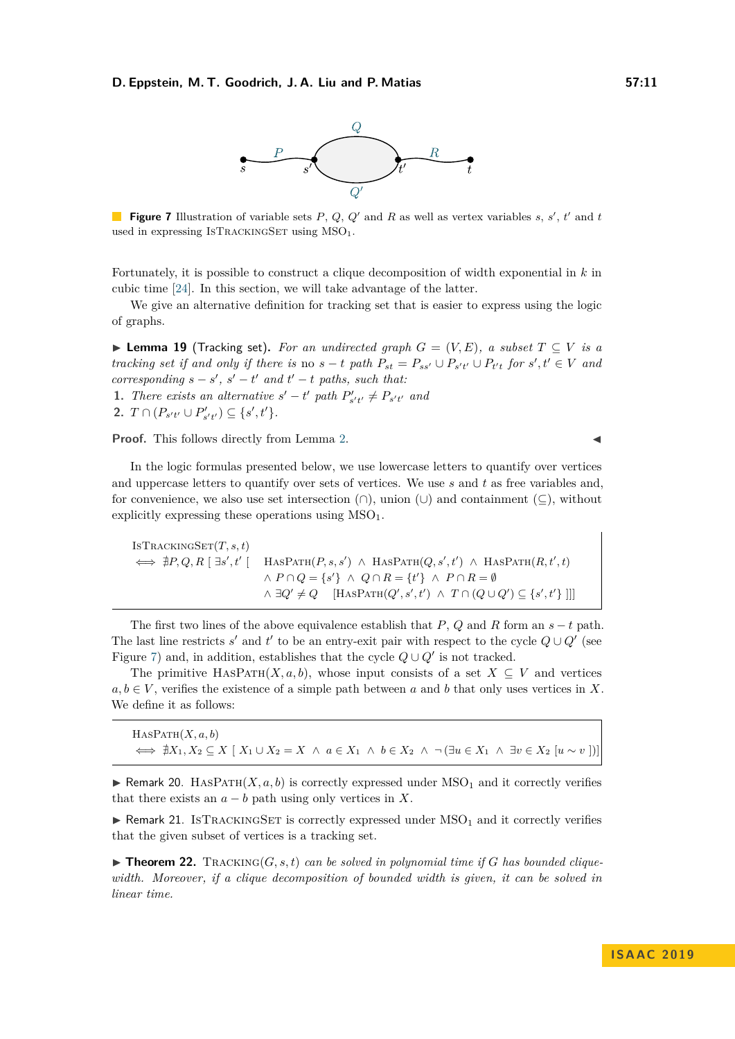**Figure 7** Illustration of variable sets $P$, $Q$, $Q'$ and $R$ as well as vertex variables $s$, $s'$, $t'$ and $t$ used in expressing IsTrackingSet using $\mathrm{MSO}_1$.

Fortunately, it is possible to construct a clique decomposition of width exponential in $k$ in cubic time [24]. In this section, we will take advantage of the latter.

We give an alternative definition for tracking set that is easier to express using the logic of graphs.

▶ **Lemma 19** (Tracking set). *For an undirected graph $G = (V, E)$, a subset $T \subseteq V$ is a tracking set if and only if there is no $s - t$ path $P_{st} = P_{ss'} \cup P_{s't'} \cup P_{t't}$ for $s', t' \in V$ and corresponding $s - s'$, $s' - t'$ and $t' - t$ paths, such that:*

1. *There exists an alternative $s' - t'$ path $P'_{s't'} \neq P_{s't'}$ and*
2. *$T \cap (P_{s't'} \cup P'_{s't'}) \subseteq \{s', t'\}$.*

**Proof.** This follows directly from Lemma 2. ◀

In the logic formulas presented below, we use lowercase letters to quantify over vertices and uppercase letters to quantify over sets of vertices. We use $s$ and $t$ as free variables and, for convenience, we also use set intersection ($\cap$), union ($\cup$) and containment ($\subseteq$), without explicitly expressing these operations using $\mathrm{MSO}_1$.

$$
\begin{aligned}
&\textsc{IsTrackingSet}(T, s, t)\\
&\iff \nexists P, Q, R\ [\ \exists s', t'\ [\quad \textsc{HasPath}(P, s, s') \ \wedge\ \textsc{HasPath}(Q, s', t') \ \wedge\ \textsc{HasPath}(R, t', t)\\
&\qquad\qquad\qquad\qquad\quad \wedge\ P \cap Q = \{s'\} \ \wedge\ Q \cap R = \{t'\} \ \wedge\ P \cap R = \emptyset\\
&\qquad\qquad\qquad\qquad\quad \wedge\ \exists Q' \neq Q \quad [\textsc{HasPath}(Q', s', t') \ \wedge\ T \cap (Q \cup Q') \subseteq \{s', t'\}\ ]]]
\end{aligned}
$$

The first two lines of the above equivalence establish that $P$, $Q$ and $R$ form an $s - t$ path. The last line restricts $s'$ and $t'$ to be an entry-exit pair with respect to the cycle $Q \cup Q'$ (see Figure 7) and, in addition, establishes that the cycle $Q \cup Q'$ is not tracked.

The primitive $\textsc{HasPath}(X, a, b)$, whose input consists of a set $X \subseteq V$ and vertices $a, b \in V$, verifies the existence of a simple path between $a$ and $b$ that only uses vertices in $X$. We define it as follows:

$$
\begin{aligned}
&\textsc{HasPath}(X, a, b)\\
&\iff \nexists X_1, X_2 \subseteq X\ [\ X_1 \cup X_2 = X \ \wedge\ a \in X_1 \ \wedge\ b \in X_2 \ \wedge\ \neg(\exists u \in X_1 \ \wedge\ \exists v \in X_2\ [u \sim v\ ])]
\end{aligned}
$$

▶ Remark 20. $\textsc{HasPath}(X, a, b)$ is correctly expressed under $\mathrm{MSO}_1$ and it correctly verifies that there exists an $a - b$ path using only vertices in $X$.

▶ Remark 21. IsTrackingSet is correctly expressed under $\mathrm{MSO}_1$ and it correctly verifies that the given subset of vertices is a tracking set.

▶ **Theorem 22.** *$\textsc{Tracking}(G, s, t)$ can be solved in polynomial time if $G$ has bounded clique-width. Moreover, if a clique decomposition of bounded width is given, it can be solved in linear time.*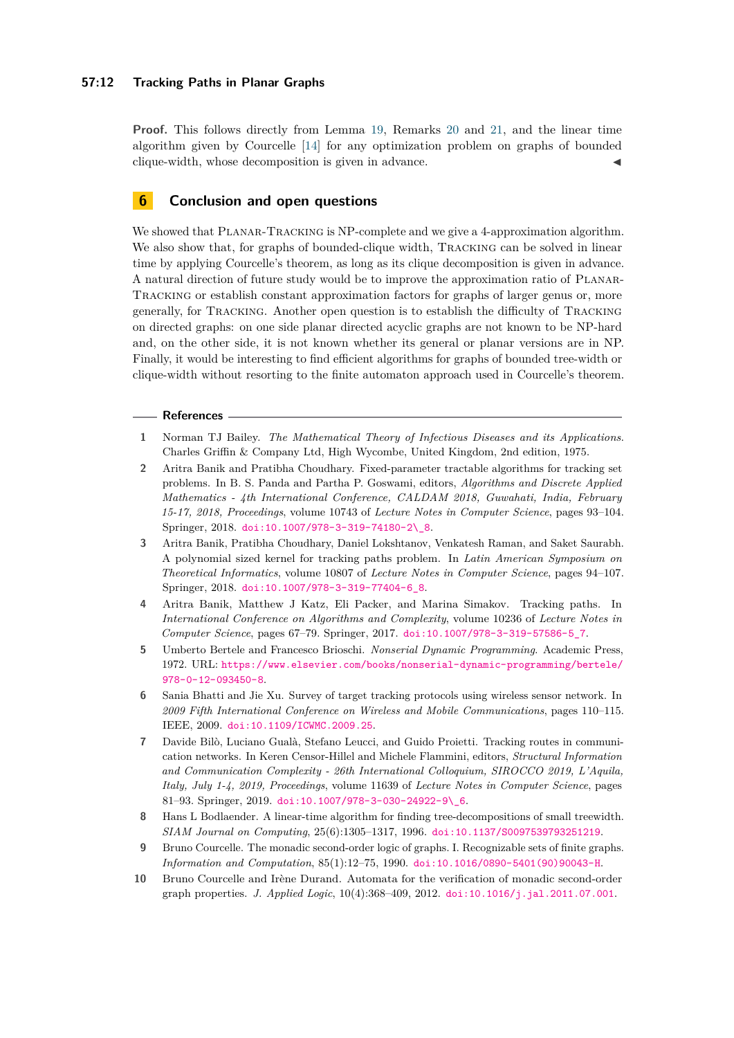**Proof.** This follows directly from Lemma 19, Remarks 20 and 21, and the linear time algorithm given by Courcelle [14] for any optimization problem on graphs of bounded clique-width, whose decomposition is given in advance. ◀

## 6 Conclusion and open questions

We showed that Planar-Tracking is NP-complete and we give a 4-approximation algorithm. We also show that, for graphs of bounded-clique width, Tracking can be solved in linear time by applying Courcelle's theorem, as long as its clique decomposition is given in advance. A natural direction of future study would be to improve the approximation ratio of Planar-Tracking or establish constant approximation factors for graphs of larger genus or, more generally, for Tracking. Another open question is to establish the difficulty of Tracking on directed graphs: on one side planar directed acyclic graphs are not known to be NP-hard and, on the other side, it is not known whether its general or planar versions are in NP. Finally, it would be interesting to find efficient algorithms for graphs of bounded tree-width or clique-width without resorting to the finite automaton approach used in Courcelle's theorem.

### References

1. Norman TJ Bailey. *The Mathematical Theory of Infectious Diseases and its Applications*. Charles Griffin & Company Ltd, High Wycombe, United Kingdom, 2nd edition, 1975.
2. Aritra Banik and Pratibha Choudhary. Fixed-parameter tractable algorithms for tracking set problems. In B. S. Panda and Partha P. Goswami, editors, *Algorithms and Discrete Applied Mathematics - 4th International Conference, CALDAM 2018, Guwahati, India, February 15-17, 2018, Proceedings*, volume 10743 of *Lecture Notes in Computer Science*, pages 93–104. Springer, 2018. doi:10.1007/978-3-319-74180-2\_8.
3. Aritra Banik, Pratibha Choudhary, Daniel Lokshtanov, Venkatesh Raman, and Saket Saurabh. A polynomial sized kernel for tracking paths problem. In *Latin American Symposium on Theoretical Informatics*, volume 10807 of *Lecture Notes in Computer Science*, pages 94–107. Springer, 2018. doi:10.1007/978-3-319-77404-6_8.
4. Aritra Banik, Matthew J Katz, Eli Packer, and Marina Simakov. Tracking paths. In *International Conference on Algorithms and Complexity*, volume 10236 of *Lecture Notes in Computer Science*, pages 67–79. Springer, 2017. doi:10.1007/978-3-319-57586-5_7.
5. Umberto Bertele and Francesco Brioschi. *Nonserial Dynamic Programming*. Academic Press, 1972. URL: https://www.elsevier.com/books/nonserial-dynamic-programming/bertele/978-0-12-093450-8.
6. Sania Bhatti and Jie Xu. Survey of target tracking protocols using wireless sensor network. In *2009 Fifth International Conference on Wireless and Mobile Communications*, pages 110–115. IEEE, 2009. doi:10.1109/ICWMC.2009.25.
7. Davide Bilò, Luciano Gualà, Stefano Leucci, and Guido Proietti. Tracking routes in communication networks. In Keren Censor-Hillel and Michele Flammini, editors, *Structural Information and Communication Complexity - 26th International Colloquium, SIROCCO 2019, L'Aquila, Italy, July 1-4, 2019, Proceedings*, volume 11639 of *Lecture Notes in Computer Science*, pages 81–93. Springer, 2019. doi:10.1007/978-3-030-24922-9\_6.
8. Hans L Bodlaender. A linear-time algorithm for finding tree-decompositions of small treewidth. *SIAM Journal on Computing*, 25(6):1305–1317, 1996. doi:10.1137/S0097539793251219.
9. Bruno Courcelle. The monadic second-order logic of graphs. I. Recognizable sets of finite graphs. *Information and Computation*, 85(1):12–75, 1990. doi:10.1016/0890-5401(90)90043-H.
10. Bruno Courcelle and Irène Durand. Automata for the verification of monadic second-order graph properties. *J. Applied Logic*, 10(4):368–409, 2012. doi:10.1016/j.jal.2011.07.001.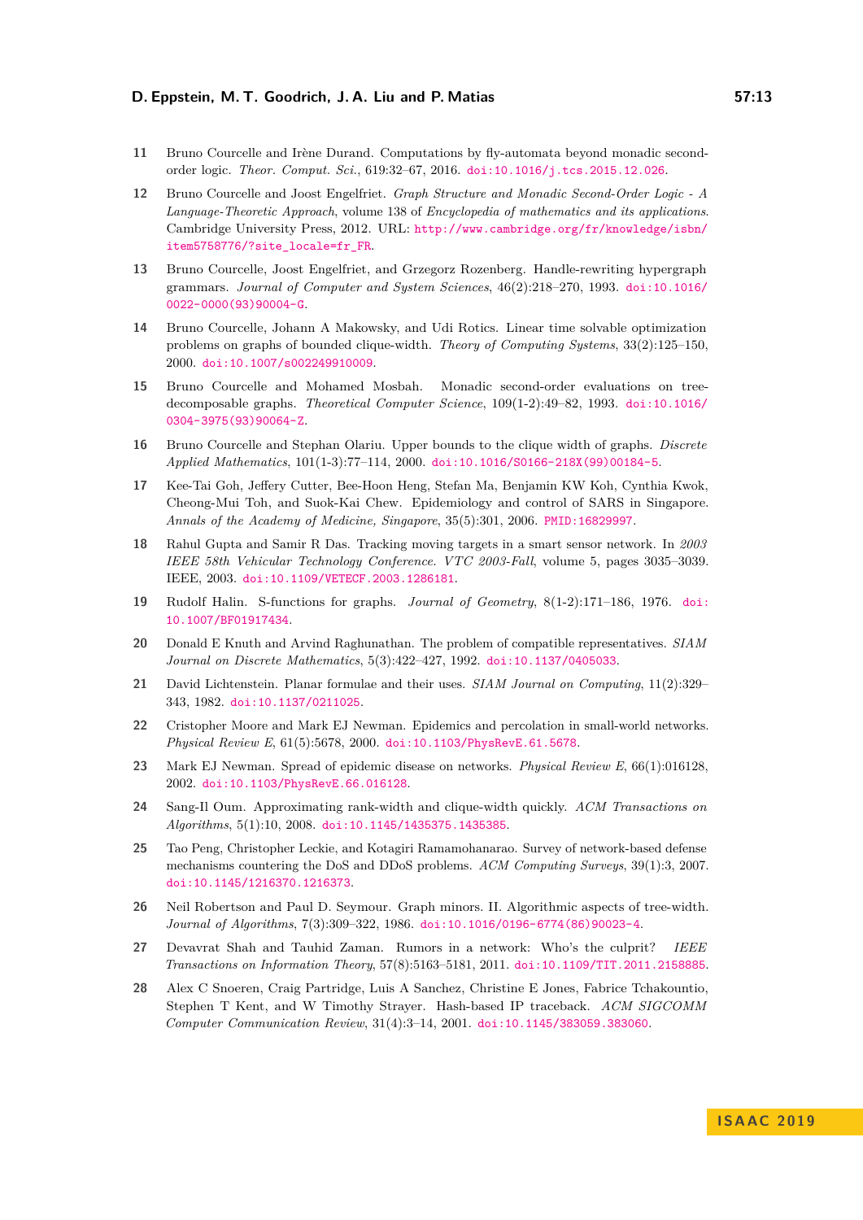11 Bruno Courcelle and Irène Durand. Computations by fly-automata beyond monadic second-order logic. *Theor. Comput. Sci.*, 619:32–67, 2016. doi:10.1016/j.tcs.2015.12.026.

12 Bruno Courcelle and Joost Engelfriet. *Graph Structure and Monadic Second-Order Logic - A Language-Theoretic Approach*, volume 138 of *Encyclopedia of mathematics and its applications*. Cambridge University Press, 2012. URL: http://www.cambridge.org/fr/knowledge/isbn/item5758776/?site_locale=fr_FR.

13 Bruno Courcelle, Joost Engelfriet, and Grzegorz Rozenberg. Handle-rewriting hypergraph grammars. *Journal of Computer and System Sciences*, 46(2):218–270, 1993. doi:10.1016/0022-0000(93)90004-G.

14 Bruno Courcelle, Johann A Makowsky, and Udi Rotics. Linear time solvable optimization problems on graphs of bounded clique-width. *Theory of Computing Systems*, 33(2):125–150, 2000. doi:10.1007/s002249910009.

15 Bruno Courcelle and Mohamed Mosbah. Monadic second-order evaluations on tree-decomposable graphs. *Theoretical Computer Science*, 109(1-2):49–82, 1993. doi:10.1016/0304-3975(93)90064-Z.

16 Bruno Courcelle and Stephan Olariu. Upper bounds to the clique width of graphs. *Discrete Applied Mathematics*, 101(1-3):77–114, 2000. doi:10.1016/S0166-218X(99)00184-5.

17 Kee-Tai Goh, Jeffery Cutter, Bee-Hoon Heng, Stefan Ma, Benjamin KW Koh, Cynthia Kwok, Cheong-Mui Toh, and Suok-Kai Chew. Epidemiology and control of SARS in Singapore. *Annals of the Academy of Medicine, Singapore*, 35(5):301, 2006. PMID:16829997.

18 Rahul Gupta and Samir R Das. Tracking moving targets in a smart sensor network. In *2003 IEEE 58th Vehicular Technology Conference. VTC 2003-Fall*, volume 5, pages 3035–3039. IEEE, 2003. doi:10.1109/VETECF.2003.1286181.

19 Rudolf Halin. S-functions for graphs. *Journal of Geometry*, 8(1-2):171–186, 1976. doi:10.1007/BF01917434.

20 Donald E Knuth and Arvind Raghunathan. The problem of compatible representatives. *SIAM Journal on Discrete Mathematics*, 5(3):422–427, 1992. doi:10.1137/0405033.

21 David Lichtenstein. Planar formulae and their uses. *SIAM Journal on Computing*, 11(2):329–343, 1982. doi:10.1137/0211025.

22 Cristopher Moore and Mark EJ Newman. Epidemics and percolation in small-world networks. *Physical Review E*, 61(5):5678, 2000. doi:10.1103/PhysRevE.61.5678.

23 Mark EJ Newman. Spread of epidemic disease on networks. *Physical Review E*, 66(1):016128, 2002. doi:10.1103/PhysRevE.66.016128.

24 Sang-Il Oum. Approximating rank-width and clique-width quickly. *ACM Transactions on Algorithms*, 5(1):10, 2008. doi:10.1145/1435375.1435385.

25 Tao Peng, Christopher Leckie, and Kotagiri Ramamohanarao. Survey of network-based defense mechanisms countering the DoS and DDoS problems. *ACM Computing Surveys*, 39(1):3, 2007. doi:10.1145/1216370.1216373.

26 Neil Robertson and Paul D. Seymour. Graph minors. II. Algorithmic aspects of tree-width. *Journal of Algorithms*, 7(3):309–322, 1986. doi:10.1016/0196-6774(86)90023-4.

27 Devavrat Shah and Tauhid Zaman. Rumors in a network: Who's the culprit? *IEEE Transactions on Information Theory*, 57(8):5163–5181, 2011. doi:10.1109/TIT.2011.2158885.

28 Alex C Snoeren, Craig Partridge, Luis A Sanchez, Christine E Jones, Fabrice Tchakountio, Stephen T Kent, and W Timothy Strayer. Hash-based IP traceback. *ACM SIGCOMM Computer Communication Review*, 31(4):3–14, 2001. doi:10.1145/383059.383060.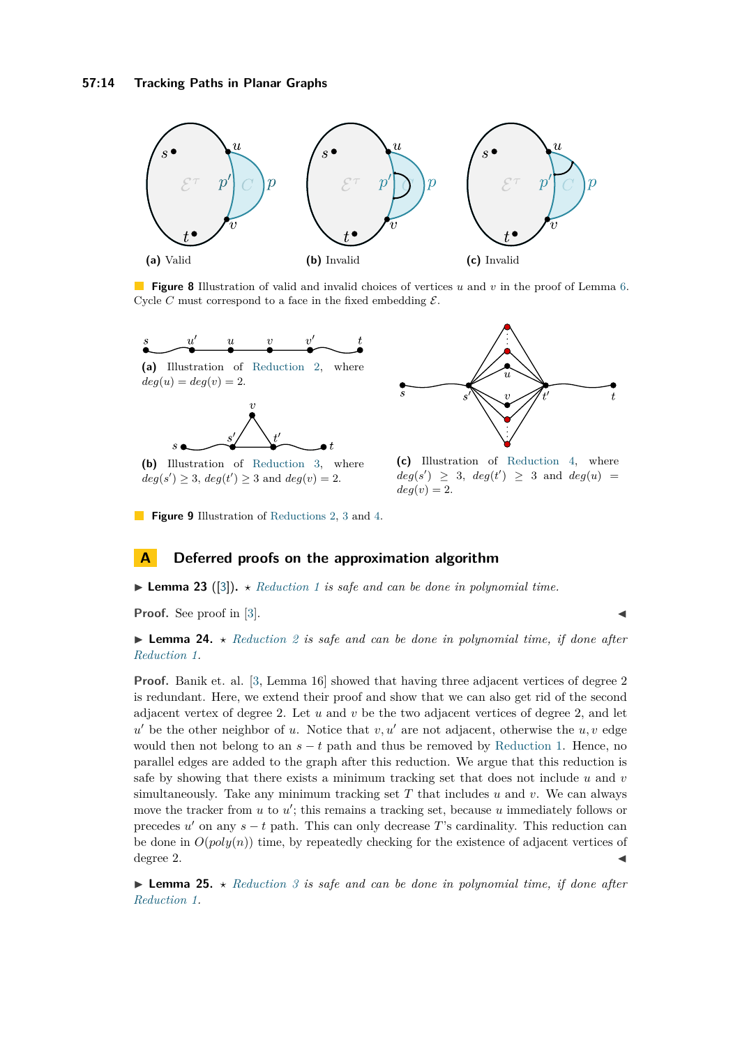(a) Valid

(b) Invalid

(c) Invalid

**Figure 8** Illustration of valid and invalid choices of vertices $u$ and $v$ in the proof of Lemma 6. Cycle $C$ must correspond to a face in the fixed embedding $\mathcal{E}$.

**(a)** Illustration of Reduction 2, where $deg(u) = deg(v) = 2$.

**(b)** Illustration of Reduction 3, where $deg(s') \geq 3$, $deg(t') \geq 3$ and $deg(v) = 2$.

**(c)** Illustration of Reduction 4, where $deg(s') \geq 3$, $deg(t') \geq 3$ and $deg(u) = deg(v) = 2$.

**Figure 9** Illustration of Reductions 2, 3 and 4.

# A Deferred proofs on the approximation algorithm

▶ **Lemma 23** ([3]). ⋆ *Reduction 1 is safe and can be done in polynomial time.*

**Proof.** See proof in [3]. ◀

▶ **Lemma 24.** ⋆ *Reduction 2 is safe and can be done in polynomial time, if done after Reduction 1.*

**Proof.** Banik et. al. [3, Lemma 16] showed that having three adjacent vertices of degree 2 is redundant. Here, we extend their proof and show that we can also get rid of the second adjacent vertex of degree 2. Let $u$ and $v$ be the two adjacent vertices of degree 2, and let $u'$ be the other neighbor of $u$. Notice that $v, u'$ are not adjacent, otherwise the $u, v$ edge would then not belong to an $s-t$ path and thus be removed by Reduction 1. Hence, no parallel edges are added to the graph after this reduction. We argue that this reduction is safe by showing that there exists a minimum tracking set that does not include $u$ and $v$ simultaneously. Take any minimum tracking set $T$ that includes $u$ and $v$. We can always move the tracker from $u$ to $u'$; this remains a tracking set, because $u$ immediately follows or precedes $u'$ on any $s-t$ path. This can only decrease $T$'s cardinality. This reduction can be done in $O(poly(n))$ time, by repeatedly checking for the existence of adjacent vertices of degree 2. ◀

▶ **Lemma 25.** ⋆ *Reduction 3 is safe and can be done in polynomial time, if done after Reduction 1.*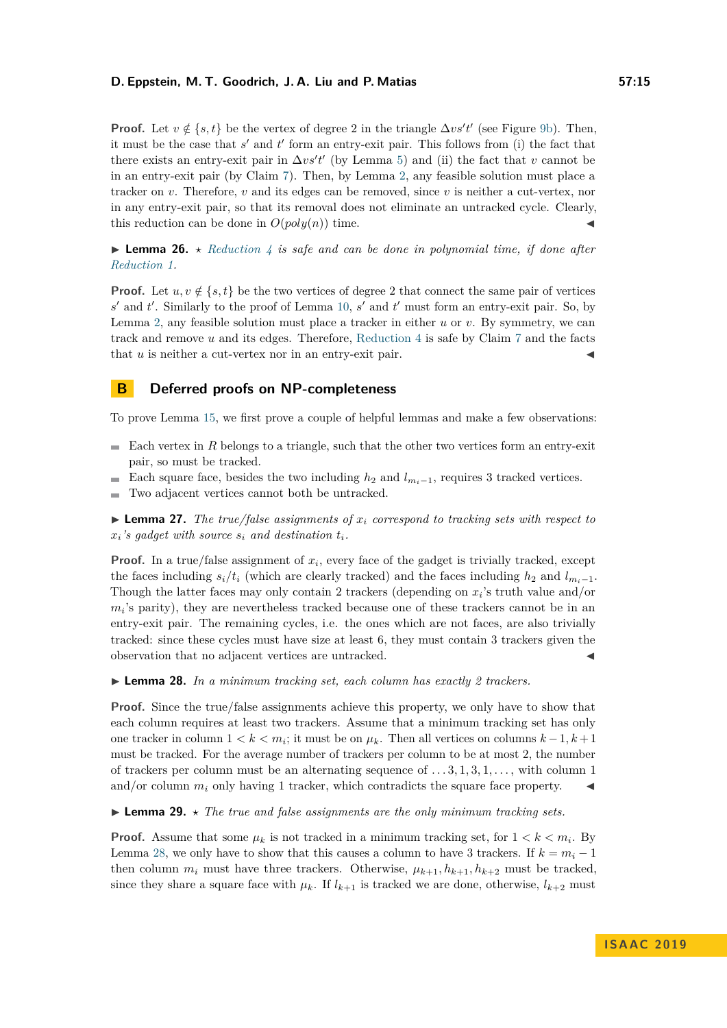**Proof.** Let $v \notin \{s, t\}$ be the vertex of degree 2 in the triangle $\Delta vs't'$ (see Figure 9b). Then, it must be the case that $s'$ and $t'$ form an entry-exit pair. This follows from (i) the fact that there exists an entry-exit pair in $\Delta vs't'$ (by Lemma 5) and (ii) the fact that $v$ cannot be in an entry-exit pair (by Claim 7). Then, by Lemma 2, any feasible solution must place a tracker on $v$. Therefore, $v$ and its edges can be removed, since $v$ is neither a cut-vertex, nor in any entry-exit pair, so that its removal does not eliminate an untracked cycle. Clearly, this reduction can be done in $O(poly(n))$ time. ◀

▶ **Lemma 26.** ⋆ *Reduction 4 is safe and can be done in polynomial time, if done after Reduction 1.*

**Proof.** Let $u, v \notin \{s, t\}$ be the two vertices of degree 2 that connect the same pair of vertices $s'$ and $t'$. Similarly to the proof of Lemma 10, $s'$ and $t'$ must form an entry-exit pair. So, by Lemma 2, any feasible solution must place a tracker in either $u$ or $v$. By symmetry, we can track and remove $u$ and its edges. Therefore, Reduction 4 is safe by Claim 7 and the facts that $u$ is neither a cut-vertex nor in an entry-exit pair. ◀

# B Deferred proofs on NP-completeness

To prove Lemma 15, we first prove a couple of helpful lemmas and make a few observations:

- Each vertex in $R$ belongs to a triangle, such that the other two vertices form an entry-exit pair, so must be tracked.
- Each square face, besides the two including $h_2$ and $l_{m_i-1}$, requires 3 tracked vertices.
- Two adjacent vertices cannot both be untracked.

▶ **Lemma 27.** *The true/false assignments of $x_i$ correspond to tracking sets with respect to $x_i$'s gadget with source $s_i$ and destination $t_i$.*

**Proof.** In a true/false assignment of $x_i$, every face of the gadget is trivially tracked, except the faces including $s_i/t_i$ (which are clearly tracked) and the faces including $h_2$ and $l_{m_i-1}$. Though the latter faces may only contain 2 trackers (depending on $x_i$'s truth value and/or $m_i$'s parity), they are nevertheless tracked because one of these trackers cannot be in an entry-exit pair. The remaining cycles, i.e. the ones which are not faces, are also trivially tracked: since these cycles must have size at least 6, they must contain 3 trackers given the observation that no adjacent vertices are untracked. ◀

▶ **Lemma 28.** *In a minimum tracking set, each column has exactly 2 trackers.*

**Proof.** Since the true/false assignments achieve this property, we only have to show that each column requires at least two trackers. Assume that a minimum tracking set has only one tracker in column $1 < k < m_i$; it must be on $\mu_k$. Then all vertices on columns $k-1, k+1$ must be tracked. For the average number of trackers per column to be at most 2, the number of trackers per column must be an alternating sequence of $\ldots 3, 1, 3, 1, \ldots$, with column 1 and/or column $m_i$ only having 1 tracker, which contradicts the square face property. ◀

▶ **Lemma 29.** ⋆ *The true and false assignments are the only minimum tracking sets.*

**Proof.** Assume that some $\mu_k$ is not tracked in a minimum tracking set, for $1 < k < m_i$. By Lemma 28, we only have to show that this causes a column to have 3 trackers. If $k = m_i - 1$ then column $m_i$ must have three trackers. Otherwise, $\mu_{k+1}, h_{k+1}, h_{k+2}$ must be tracked, since they share a square face with $\mu_k$. If $l_{k+1}$ is tracked we are done, otherwise, $l_{k+2}$ must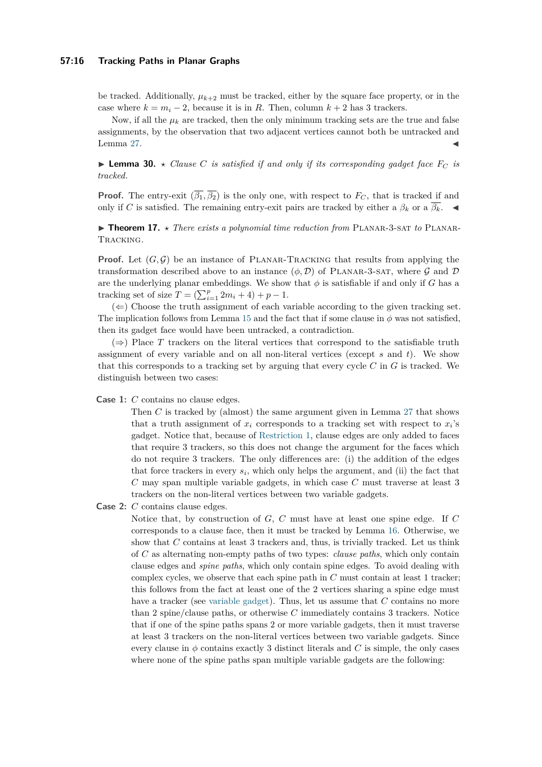be tracked. Additionally, $\mu_{k+2}$ must be tracked, either by the square face property, or in the case where $k = m_i - 2$, because it is in $R$. Then, column $k+2$ has 3 trackers.

Now, if all the $\mu_k$ are tracked, then the only minimum tracking sets are the true and false assignments, by the observation that two adjacent vertices cannot both be untracked and Lemma 27. ◀

▶ **Lemma 30.** ⋆ *Clause $C$ is satisfied if and only if its corresponding gadget face $F_C$ is tracked.*

**Proof.** The entry-exit $(\overline{\beta_1}, \overline{\beta_2})$ is the only one, with respect to $F_C$, that is tracked if and only if $C$ is satisfied. The remaining entry-exit pairs are tracked by either a $\beta_k$ or a $\overline{\beta_k}$. ◀

▶ **Theorem 17.** ⋆ *There exists a polynomial time reduction from* Planar-3-sat *to* Planar-Tracking.

**Proof.** Let $(G, \mathcal{G})$ be an instance of Planar-Tracking that results from applying the transformation described above to an instance $(\phi, \mathcal{D})$ of Planar-3-sat, where $\mathcal{G}$ and $\mathcal{D}$ are the underlying planar embeddings. We show that $\phi$ is satisfiable if and only if $G$ has a tracking set of size $T = (\sum_{i=1}^{p} 2m_i + 4) + p - 1$.

($\Leftarrow$) Choose the truth assignment of each variable according to the given tracking set. The implication follows from Lemma 15 and the fact that if some clause in $\phi$ was not satisfied, then its gadget face would have been untracked, a contradiction.

($\Rightarrow$) Place $T$ trackers on the literal vertices that correspond to the satisfiable truth assignment of every variable and on all non-literal vertices (except $s$ and $t$). We show that this corresponds to a tracking set by arguing that every cycle $C$ in $G$ is tracked. We distinguish between two cases:

**Case 1:** $C$ contains no clause edges.
Then $C$ is tracked by (almost) the same argument given in Lemma 27 that shows that a truth assignment of $x_i$ corresponds to a tracking set with respect to $x_i$'s gadget. Notice that, because of Restriction 1, clause edges are only added to faces that require 3 trackers, so this does not change the argument for the faces which do not require 3 trackers. The only differences are: (i) the addition of the edges that force trackers in every $s_i$, which only helps the argument, and (ii) the fact that $C$ may span multiple variable gadgets, in which case $C$ must traverse at least 3 trackers on the non-literal vertices between two variable gadgets.

**Case 2:** $C$ contains clause edges.
Notice that, by construction of $G$, $C$ must have at least one spine edge. If $C$ corresponds to a clause face, then it must be tracked by Lemma 16. Otherwise, we show that $C$ contains at least 3 trackers and, thus, is trivially tracked. Let us think of $C$ as alternating non-empty paths of two types: *clause paths*, which only contain clause edges and *spine paths*, which only contain spine edges. To avoid dealing with complex cycles, we observe that each spine path in $C$ must contain at least 1 tracker; this follows from the fact at least one of the 2 vertices sharing a spine edge must have a tracker (see variable gadget). Thus, let us assume that $C$ contains no more than 2 spine/clause paths, or otherwise $C$ immediately contains 3 trackers. Notice that if one of the spine paths spans 2 or more variable gadgets, then it must traverse at least 3 trackers on the non-literal vertices between two variable gadgets. Since every clause in $\phi$ contains exactly 3 distinct literals and $C$ is simple, the only cases where none of the spine paths span multiple variable gadgets are the following: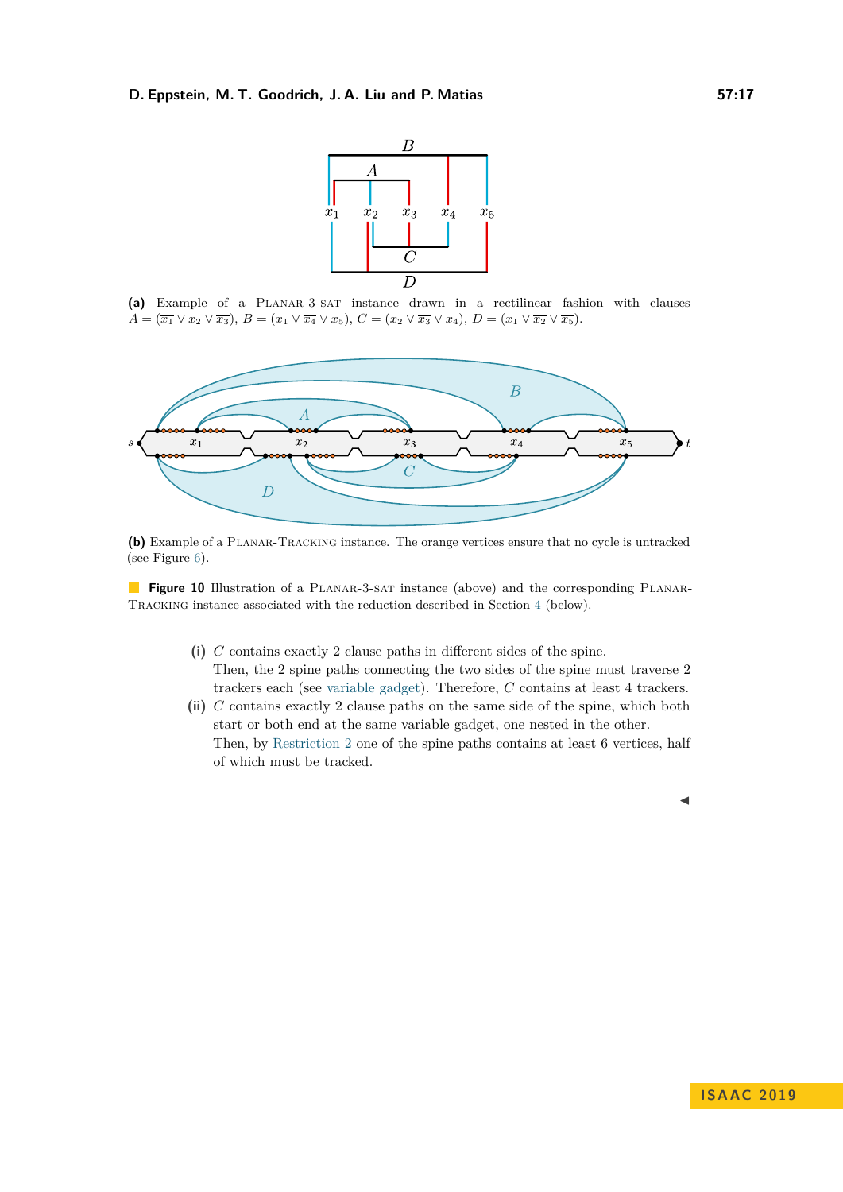B

A

$x_1$ $x_2$ $x_3$ $x_4$ $x_5$

C

D

**(a)** Example of a PLANAR-3-SAT instance drawn in a rectilinear fashion with clauses $A = (\overline{x_1} \vee x_2 \vee \overline{x_3})$, $B = (x_1 \vee \overline{x_4} \vee x_5)$, $C = (x_2 \vee \overline{x_3} \vee x_4)$, $D = (x_1 \vee \overline{x_2} \vee \overline{x_5})$.

B

A

s $x_1$ $x_2$ $x_3$ $x_4$ $x_5$ t

C

D

**(b)** Example of a PLANAR-TRACKING instance. The orange vertices ensure that no cycle is untracked (see Figure 6).

**Figure 10** Illustration of a PLANAR-3-SAT instance (above) and the corresponding PLANAR-TRACKING instance associated with the reduction described in Section 4 (below).

**(i)** $C$ contains exactly 2 clause paths in different sides of the spine.
Then, the 2 spine paths connecting the two sides of the spine must traverse 2 trackers each (see variable gadget). Therefore, $C$ contains at least 4 trackers.

**(ii)** $C$ contains exactly 2 clause paths on the same side of the spine, which both start or both end at the same variable gadget, one nested in the other.
Then, by Restriction 2 one of the spine paths contains at least 6 vertices, half of which must be tracked.

◀